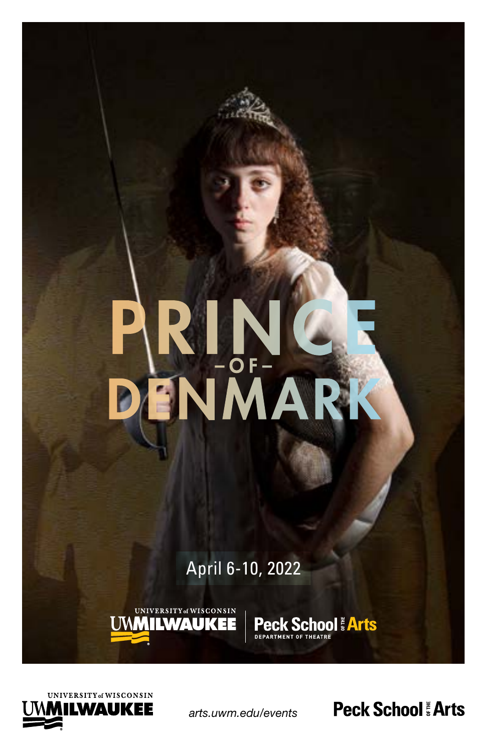# PRINCE -OF- DENMARK

April 6-10, 2022

UNIVERSITY of WISCONSIN
UWMILWAUKEE

Peck School of the Arts
DEPARTMENT OF THEATRE

UNIVERSITY of WISCONSIN
UWMILWAUKEE

*arts.uwm.edu/events*

Peck School of the Arts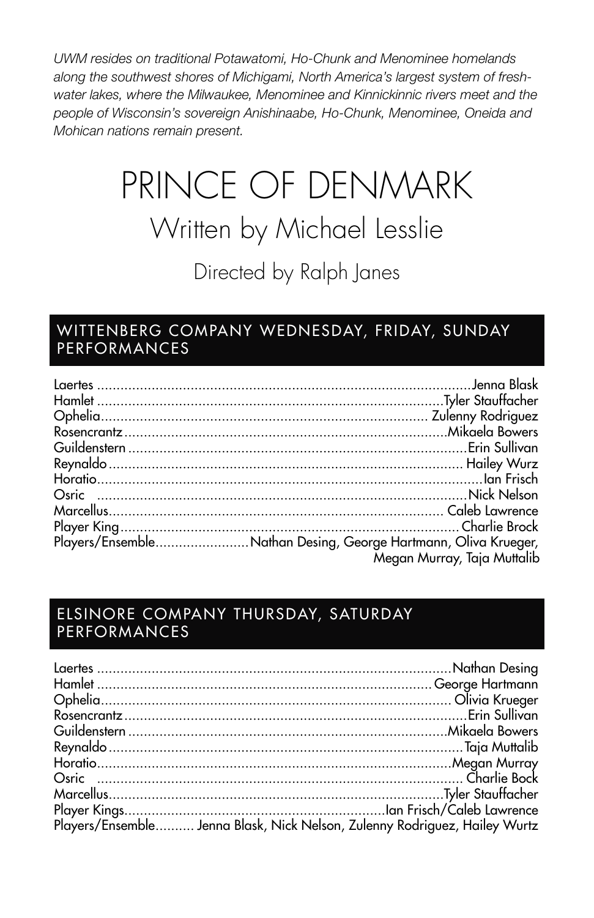*UWM resides on traditional Potawatomi, Ho-Chunk and Menominee homelands along the southwest shores of Michigami, North America's largest system of fresh-water lakes, where the Milwaukee, Menominee and Kinnickinnic rivers meet and the people of Wisconsin's sovereign Anishinaabe, Ho-Chunk, Menominee, Oneida and Mohican nations remain present.*

# PRINCE OF DENMARK

## Written by Michael Lesslie

### Directed by Ralph Janes

## WITTENBERG COMPANY WEDNESDAY, FRIDAY, SUNDAY PERFORMANCES

| | |
|---|---|
| Laertes | Jenna Blask |
| Hamlet | Tyler Stauffacher |
| Ophelia | Zulenny Rodriguez |
| Rosencrantz | Mikaela Bowers |
| Guildenstern | Erin Sullivan |
| Reynaldo | Hailey Wurz |
| Horatio | Ian Frisch |
| Osric | Nick Nelson |
| Marcellus | Caleb Lawrence |
| Player King | Charlie Brock |
| Players/Ensemble | Nathan Desing, George Hartmann, Oliva Krueger, Megan Murray, Taja Muttalib |

## ELSINORE COMPANY THURSDAY, SATURDAY PERFORMANCES

| | |
|---|---|
| Laertes | Nathan Desing |
| Hamlet | George Hartmann |
| Ophelia | Olivia Krueger |
| Rosencrantz | Erin Sullivan |
| Guildenstern | Mikaela Bowers |
| Reynaldo | Taja Muttalib |
| Horatio | Megan Murray |
| Osric | Charlie Bock |
| Marcellus | Tyler Stauffacher |
| Player Kings | Ian Frisch/Caleb Lawrence |
| Players/Ensemble | Jenna Blask, Nick Nelson, Zulenny Rodriguez, Hailey Wurtz |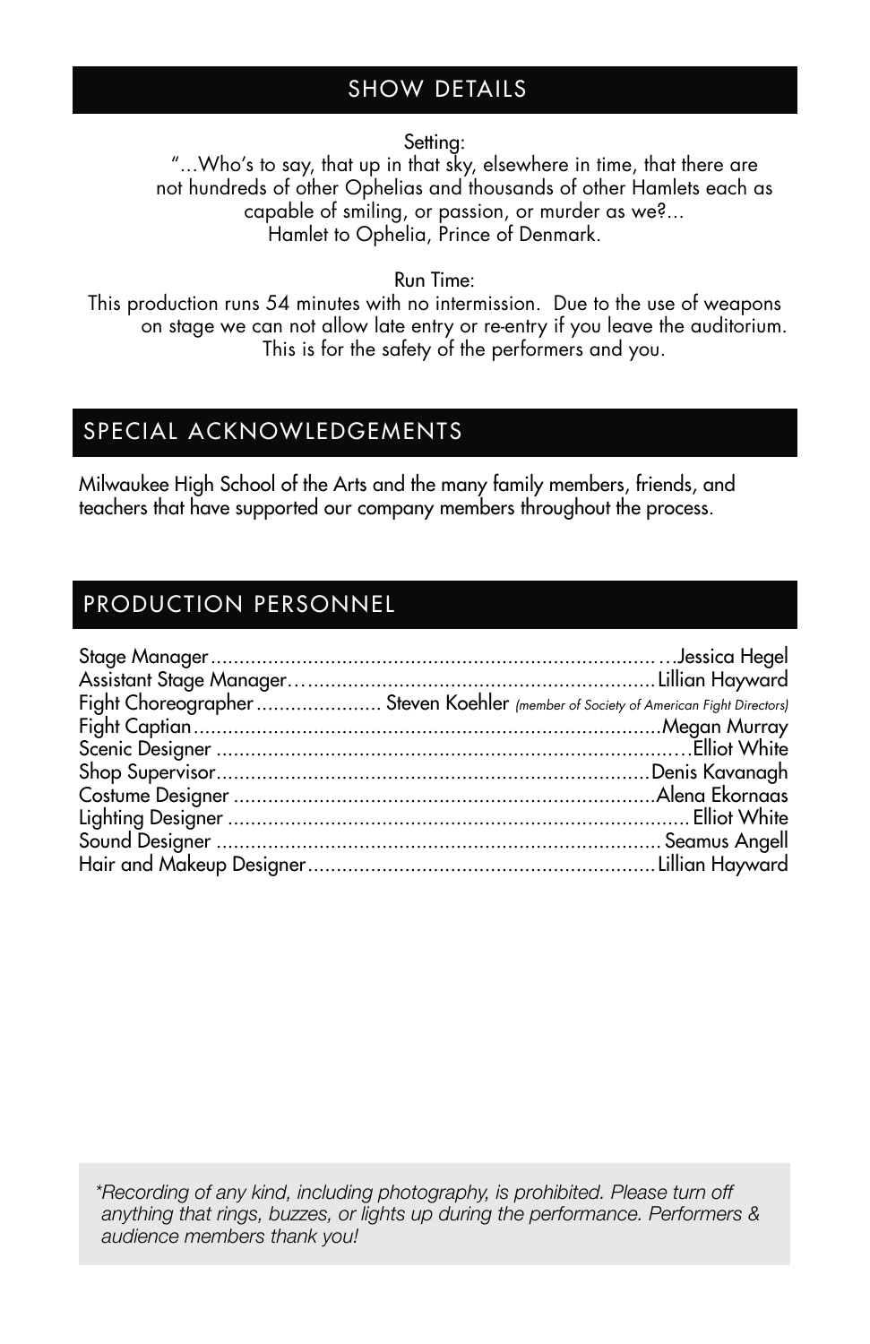## SHOW DETAILS

Setting:
"...Who's to say, that up in that sky, elsewhere in time, that there are not hundreds of other Ophelias and thousands of other Hamlets each as capable of smiling, or passion, or murder as we?...
Hamlet to Ophelia, Prince of Denmark.

Run Time:
This production runs 54 minutes with no intermission. Due to the use of weapons on stage we can not allow late entry or re-entry if you leave the auditorium. This is for the safety of the performers and you.

## SPECIAL ACKNOWLEDGEMENTS

Milwaukee High School of the Arts and the many family members, friends, and teachers that have supported our company members throughout the process.

## PRODUCTION PERSONNEL

Stage Manager................................................................................Jessica Hegel
Assistant Stage Manager..............................................................Lillian Hayward
Fight Choreographer...................... Steven Koehler *(member of Society of American Fight Directors)*
Fight Captian....................................................................................Megan Murray
Scenic Designer ...................................................................................Elliot White
Shop Supervisor..............................................................................Denis Kavanagh
Costume Designer ..........................................................................Alena Ekornaas
Lighting Designer ..................................................................................Elliot White
Sound Designer .............................................................................Seamus Angell
Hair and Makeup Designer.............................................................Lillian Hayward

*\*Recording of any kind, including photography, is prohibited. Please turn off anything that rings, buzzes, or lights up during the performance. Performers & audience members thank you!*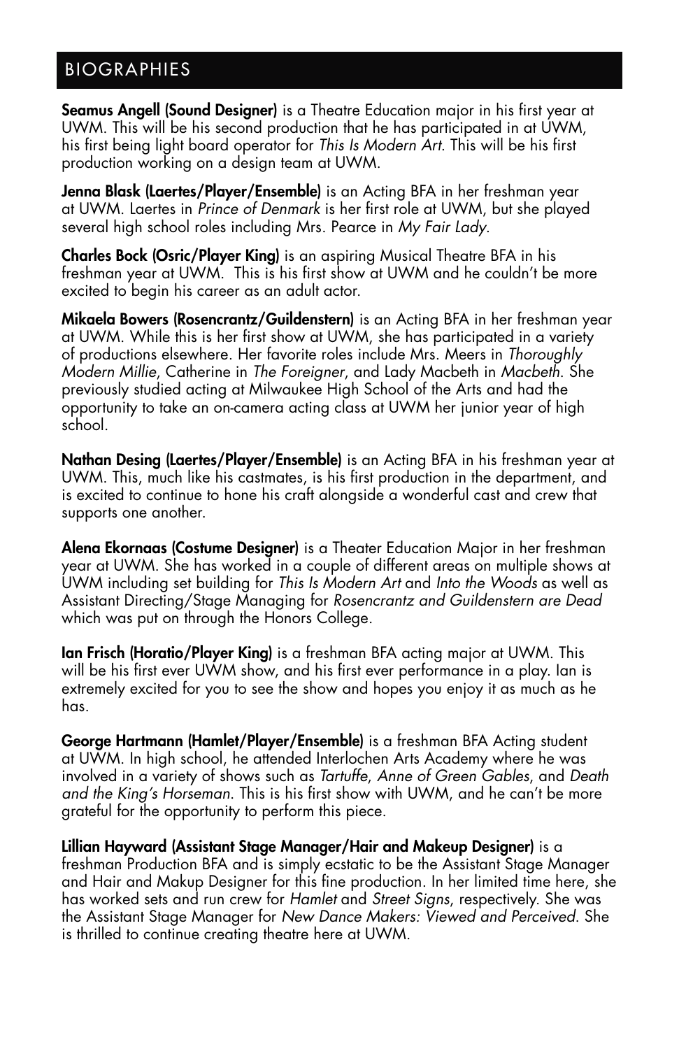## BIOGRAPHIES

**Seamus Angell (Sound Designer)** is a Theatre Education major in his first year at UWM. This will be his second production that he has participated in at UWM, his first being light board operator for *This Is Modern Art*. This will be his first production working on a design team at UWM.

**Jenna Blask (Laertes/Player/Ensemble)** is an Acting BFA in her freshman year at UWM. Laertes in *Prince of Denmark* is her first role at UWM, but she played several high school roles including Mrs. Pearce in *My Fair Lady*.

**Charles Bock (Osric/Player King)** is an aspiring Musical Theatre BFA in his freshman year at UWM. This is his first show at UWM and he couldn't be more excited to begin his career as an adult actor.

**Mikaela Bowers (Rosencrantz/Guildenstern)** is an Acting BFA in her freshman year at UWM. While this is her first show at UWM, she has participated in a variety of productions elsewhere. Her favorite roles include Mrs. Meers in *Thoroughly Modern Millie*, Catherine in *The Foreigner*, and Lady Macbeth in *Macbeth*. She previously studied acting at Milwaukee High School of the Arts and had the opportunity to take an on-camera acting class at UWM her junior year of high school.

**Nathan Desing (Laertes/Player/Ensemble)** is an Acting BFA in his freshman year at UWM. This, much like his castmates, is his first production in the department, and is excited to continue to hone his craft alongside a wonderful cast and crew that supports one another.

**Alena Ekornaas (Costume Designer)** is a Theater Education Major in her freshman year at UWM. She has worked in a couple of different areas on multiple shows at UWM including set building for *This Is Modern Art* and *Into the Woods* as well as Assistant Directing/Stage Managing for *Rosencrantz and Guildenstern are Dead* which was put on through the Honors College.

**Ian Frisch (Horatio/Player King)** is a freshman BFA acting major at UWM. This will be his first ever UWM show, and his first ever performance in a play. Ian is extremely excited for you to see the show and hopes you enjoy it as much as he has.

**George Hartmann (Hamlet/Player/Ensemble)** is a freshman BFA Acting student at UWM. In high school, he attended Interlochen Arts Academy where he was involved in a variety of shows such as *Tartuffe*, *Anne of Green Gables*, and *Death and the King's Horseman*. This is his first show with UWM, and he can't be more grateful for the opportunity to perform this piece.

**Lillian Hayward (Assistant Stage Manager/Hair and Makeup Designer)** is a freshman Production BFA and is simply ecstatic to be the Assistant Stage Manager and Hair and Makup Designer for this fine production. In her limited time here, she has worked sets and run crew for *Hamlet* and *Street Signs*, respectively. She was the Assistant Stage Manager for *New Dance Makers: Viewed and Perceived*. She is thrilled to continue creating theatre here at UWM.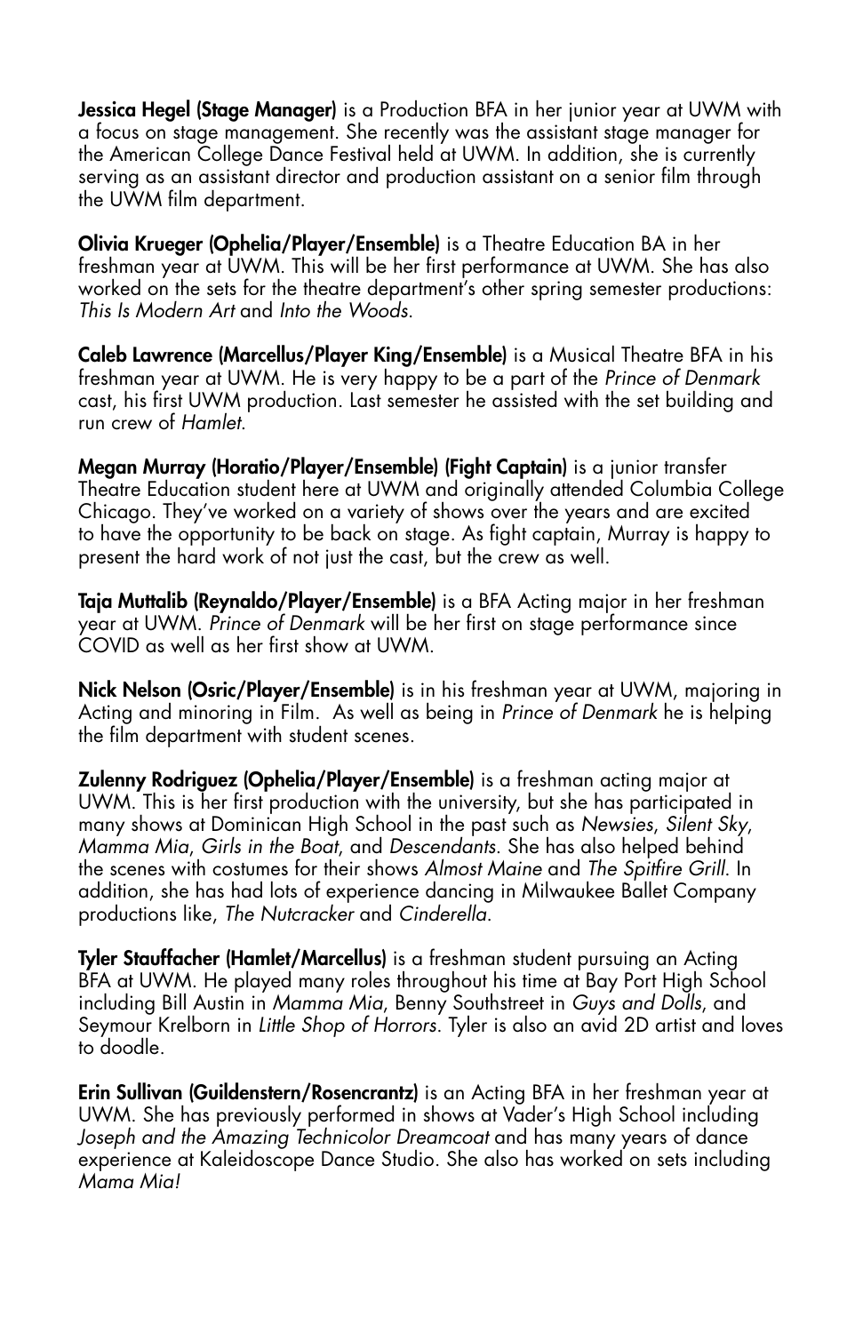**Jessica Hegel (Stage Manager)** is a Production BFA in her junior year at UWM with a focus on stage management. She recently was the assistant stage manager for the American College Dance Festival held at UWM. In addition, she is currently serving as an assistant director and production assistant on a senior film through the UWM film department.

**Olivia Krueger (Ophelia/Player/Ensemble)** is a Theatre Education BA in her freshman year at UWM. This will be her first performance at UWM. She has also worked on the sets for the theatre department's other spring semester productions: *This Is Modern Art* and *Into the Woods*.

**Caleb Lawrence (Marcellus/Player King/Ensemble)** is a Musical Theatre BFA in his freshman year at UWM. He is very happy to be a part of the *Prince of Denmark* cast, his first UWM production. Last semester he assisted with the set building and run crew of *Hamlet*.

**Megan Murray (Horatio/Player/Ensemble) (Fight Captain)** is a junior transfer Theatre Education student here at UWM and originally attended Columbia College Chicago. They've worked on a variety of shows over the years and are excited to have the opportunity to be back on stage. As fight captain, Murray is happy to present the hard work of not just the cast, but the crew as well.

**Taja Muttalib (Reynaldo/Player/Ensemble)** is a BFA Acting major in her freshman year at UWM. *Prince of Denmark* will be her first on stage performance since COVID as well as her first show at UWM.

**Nick Nelson (Osric/Player/Ensemble)** is in his freshman year at UWM, majoring in Acting and minoring in Film. As well as being in *Prince of Denmark* he is helping the film department with student scenes.

**Zulenny Rodriguez (Ophelia/Player/Ensemble)** is a freshman acting major at UWM. This is her first production with the university, but she has participated in many shows at Dominican High School in the past such as *Newsies*, *Silent Sky*, *Mamma Mia*, *Girls in the Boat*, and *Descendants*. She has also helped behind the scenes with costumes for their shows *Almost Maine* and *The Spitfire Grill*. In addition, she has had lots of experience dancing in Milwaukee Ballet Company productions like, *The Nutcracker* and *Cinderella*.

**Tyler Stauffacher (Hamlet/Marcellus)** is a freshman student pursuing an Acting BFA at UWM. He played many roles throughout his time at Bay Port High School including Bill Austin in *Mamma Mia*, Benny Southstreet in *Guys and Dolls*, and Seymour Krelborn in *Little Shop of Horrors*. Tyler is also an avid 2D artist and loves to doodle.

**Erin Sullivan (Guildenstern/Rosencrantz)** is an Acting BFA in her freshman year at UWM. She has previously performed in shows at Vader's High School including *Joseph and the Amazing Technicolor Dreamcoat* and has many years of dance experience at Kaleidoscope Dance Studio. She also has worked on sets including *Mama Mia!*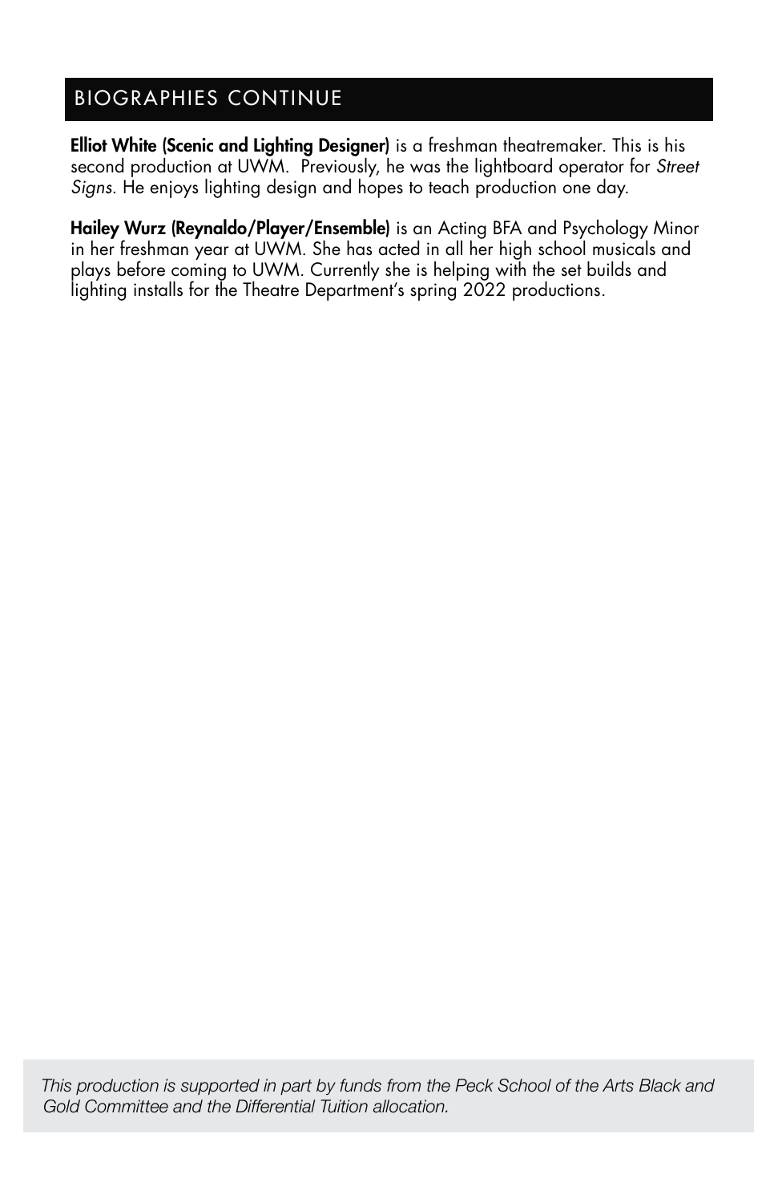## BIOGRAPHIES CONTINUE

**Elliot White (Scenic and Lighting Designer)** is a freshman theatremaker. This is his second production at UWM. Previously, he was the lightboard operator for *Street Signs*. He enjoys lighting design and hopes to teach production one day.

**Hailey Wurz (Reynaldo/Player/Ensemble)** is an Acting BFA and Psychology Minor in her freshman year at UWM. She has acted in all her high school musicals and plays before coming to UWM. Currently she is helping with the set builds and lighting installs for the Theatre Department's spring 2022 productions.

*This production is supported in part by funds from the Peck School of the Arts Black and Gold Committee and the Differential Tuition allocation.*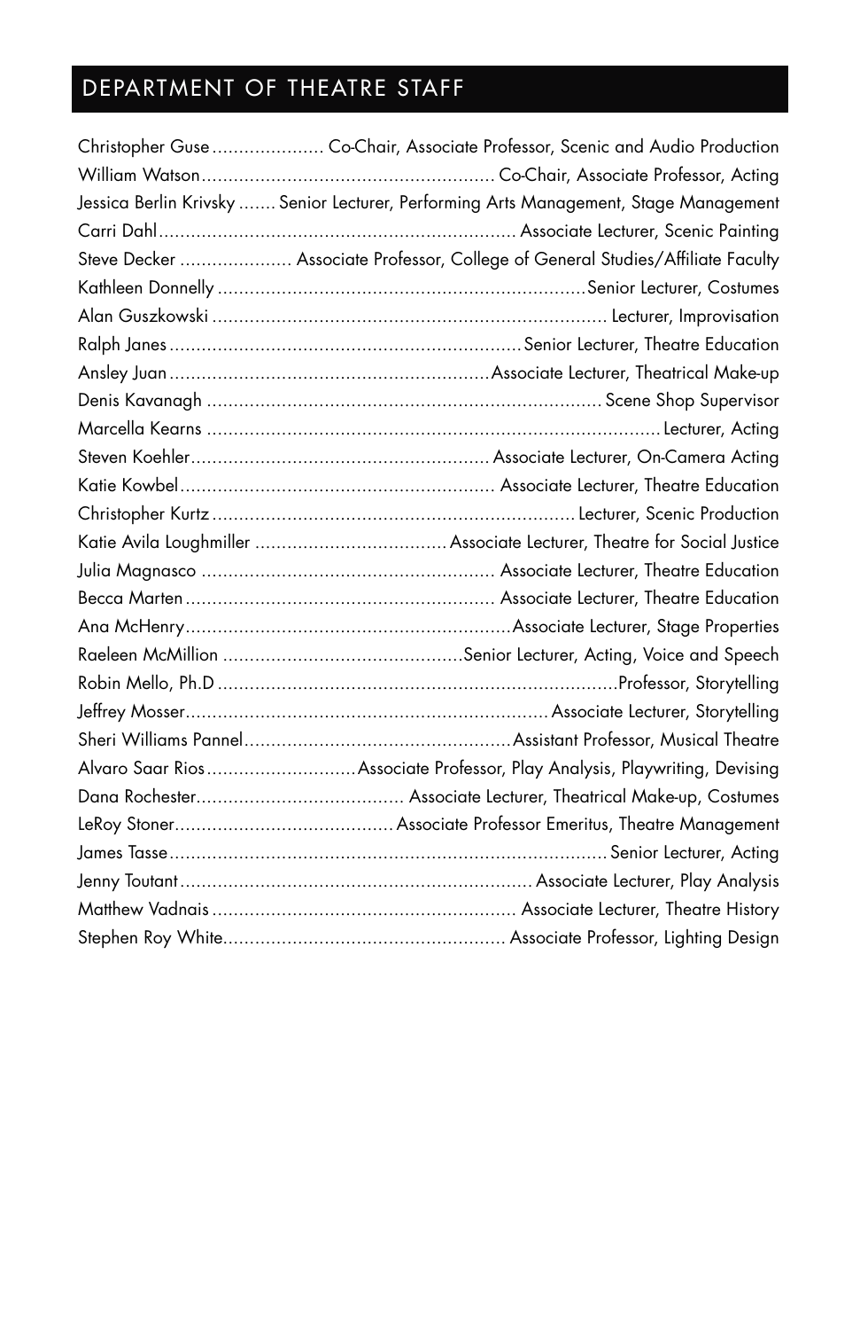## DEPARTMENT OF THEATRE STAFF

Christopher Guse ..................... Co-Chair, Associate Professor, Scenic and Audio Production
William Watson...................................................... Co-Chair, Associate Professor, Acting
Jessica Berlin Krivsky ....... Senior Lecturer, Performing Arts Management, Stage Management
Carri Dahl................................................................. Associate Lecturer, Scenic Painting
Steve Decker ..................... Associate Professor, College of General Studies/Affiliate Faculty
Kathleen Donnelly ...................................................................Senior Lecturer, Costumes
Alan Guszkowski ........................................................................ Lecturer, Improvisation
Ralph Janes ................................................................Senior Lecturer, Theatre Education
Ansley Juan ..........................................................Associate Lecturer, Theatrical Make-up
Denis Kavanagh ........................................................................ Scene Shop Supervisor
Marcella Kearns ...................................................................................Lecturer, Acting
Steven Koehler...................................................... Associate Lecturer, On-Camera Acting
Katie Kowbel......................................................... Associate Lecturer, Theatre Education
Christopher Kurtz ..................................................................Lecturer, Scenic Production
Katie Avila Loughmiller ...................................Associate Lecturer, Theatre for Social Justice
Julia Magnasco ...................................................... Associate Lecturer, Theatre Education
Becca Marten ........................................................ Associate Lecturer, Theatre Education
Ana McHenry............................................................Associate Lecturer, Stage Properties
Raeleen McMillion ............................................Senior Lecturer, Acting, Voice and Speech
Robin Mello, Ph.D .........................................................................Professor, Storytelling
Jeffrey Mosser.................................................................. Associate Lecturer, Storytelling
Sheri Williams Pannel................................................Assistant Professor, Musical Theatre
Alvaro Saar Rios ...........................Associate Professor, Play Analysis, Playwriting, Devising
Dana Rochester..................................... Associate Lecturer, Theatrical Make-up, Costumes
LeRoy Stoner........................................Associate Professor Emeritus, Theatre Management
James Tasse................................................................................ Senior Lecturer, Acting
Jenny Toutant ................................................................ Associate Lecturer, Play Analysis
Matthew Vadnais ....................................................... Associate Lecturer, Theatre History
Stephen Roy White................................................... Associate Professor, Lighting Design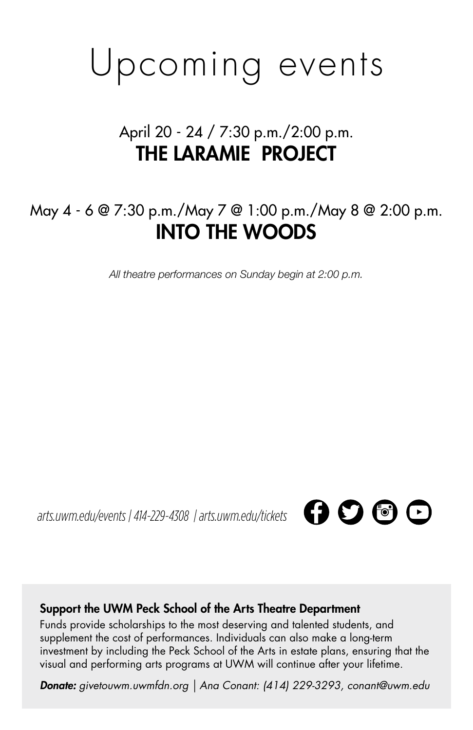# Upcoming events

April 20 - 24 / 7:30 p.m./2:00 p.m.
## THE LARAMIE PROJECT

May 4 - 6 @ 7:30 p.m./May 7 @ 1:00 p.m./May 8 @ 2:00 p.m.
## INTO THE WOODS

*All theatre performances on Sunday begin at 2:00 p.m.*

*arts.uwm.edu/events | 414-229-4308 | arts.uwm.edu/tickets*

**Support the UWM Peck School of the Arts Theatre Department**

Funds provide scholarships to the most deserving and talented students, and supplement the cost of performances. Individuals can also make a long-term investment by including the Peck School of the Arts in estate plans, ensuring that the visual and performing arts programs at UWM will continue after your lifetime.

***Donate:*** *givetouwm.uwmfdn.org | Ana Conant: (414) 229-3293, conant@uwm.edu*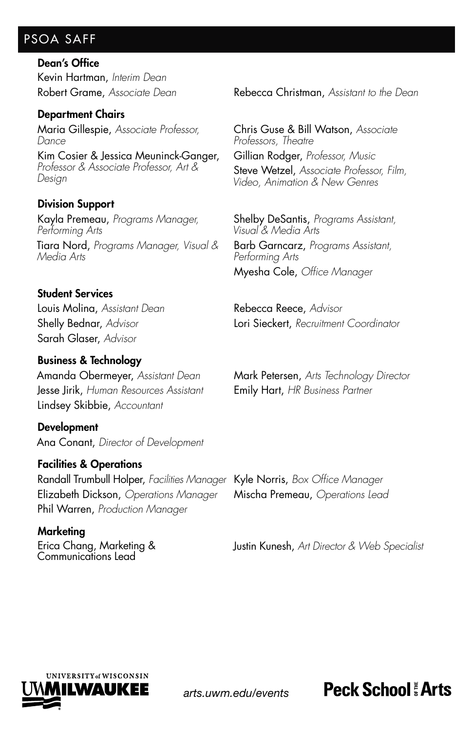# PSOA SAFF

## Dean's Office

Kevin Hartman, *Interim Dean*
Robert Grame, *Associate Dean*
Rebecca Christman, *Assistant to the Dean*

## Department Chairs

Maria Gillespie, *Associate Professor, Dance*
Kim Cosier & Jessica Meuninck-Ganger, *Professor & Associate Professor, Art & Design*
Chris Guse & Bill Watson, *Associate Professors, Theatre*
Gillian Rodger, *Professor, Music*
Steve Wetzel, *Associate Professor, Film, Video, Animation & New Genres*

## Division Support

Kayla Premeau, *Programs Manager, Performing Arts*
Tiara Nord, *Programs Manager, Visual & Media Arts*
Shelby DeSantis, *Programs Assistant, Visual & Media Arts*
Barb Garncarz, *Programs Assistant, Performing Arts*
Myesha Cole, *Office Manager*

## Student Services

Louis Molina, *Assistant Dean*
Shelly Bednar, *Advisor*
Sarah Glaser, *Advisor*
Rebecca Reece, *Advisor*
Lori Sieckert, *Recruitment Coordinator*

## Business & Technology

Amanda Obermeyer, *Assistant Dean*
Jesse Jirik, *Human Resources Assistant*
Lindsey Skibbie, *Accountant*
Mark Petersen, *Arts Technology Director*
Emily Hart, *HR Business Partner*

## Development

Ana Conant, *Director of Development*

## Facilities & Operations

Randall Trumbull Holper, *Facilities Manager*
Elizabeth Dickson, *Operations Manager*
Phil Warren, *Production Manager*
Kyle Norris, *Box Office Manager*
Mischa Premeau, *Operations Lead*

## Marketing

Erica Chang, Marketing & Communications Lead
Justin Kunesh, *Art Director & Web Specialist*

University of Wisconsin UW Milwaukee

arts.uwm.edu/events

Peck School of the Arts